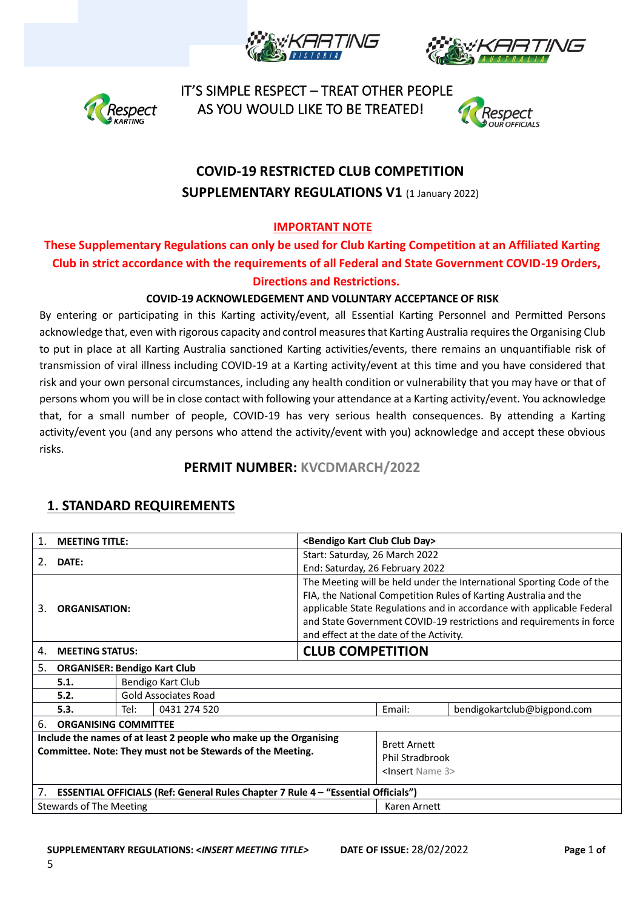IT'S SIMPLE RESPECT – TREAT OTHER PEOPLE AS YOU WOULD LIKE TO BE TREATED!

## COVID-19 RESTRICTED CLUB COMPETITION

## SUPPLEMENTARY REGULATIONS V1 (1 January 2022)

**IMPORTANT NOTE**

**These Supplementary Regulations can only be used for Club Karting Competition at an Affiliated Karting Club in strict accordance with the requirements of all Federal and State Government COVID-19 Orders, Directions and Restrictions.**

**COVID-19 ACKNOWLEDGEMENT AND VOLUNTARY ACCEPTANCE OF RISK**

By entering or participating in this Karting activity/event, all Essential Karting Personnel and Permitted Persons acknowledge that, even with rigorous capacity and control measures that Karting Australia requires the Organising Club to put in place at all Karting Australia sanctioned Karting activities/events, there remains an unquantifiable risk of transmission of viral illness including COVID-19 at a Karting activity/event at this time and you have considered that risk and your own personal circumstances, including any health condition or vulnerability that you may have or that of persons whom you will be in close contact with following your attendance at a Karting activity/event. You acknowledge that, for a small number of people, COVID-19 has very serious health consequences. By attending a Karting activity/event you (and any persons who attend the activity/event with you) acknowledge and accept these obvious risks.

**PERMIT NUMBER:** KVCDMARCH/2022

## 1. STANDARD REQUIREMENTS

| | | | | |
|---|---|---|---|---|
| 1. **MEETING TITLE:** | | **<Bendigo Kart Club Club Day>** | | |
| 2. **DATE:** | | Start: Saturday, 26 March 2022<br>End: Saturday, 26 February 2022 | | |
| 3. **ORGANISATION:** | | The Meeting will be held under the International Sporting Code of the FIA, the National Competition Rules of Karting Australia and the applicable State Regulations and in accordance with applicable Federal and State Government COVID-19 restrictions and requirements in force and effect at the date of the Activity. | | |
| 4. **MEETING STATUS:** | | **CLUB COMPETITION** | | |
| 5. **ORGANISER: Bendigo Kart Club** | | | | |
| **5.1.** | Bendigo Kart Club | | | |
| **5.2.** | Gold Associates Road | | | |
| **5.3.** | Tel: 0431 274 520 | | Email: | bendigokartclub@bigpond.com |
| 6. **ORGANISING COMMITTEE** | | | | |
| **Include the names of at least 2 people who make up the Organising Committee. Note: They must not be Stewards of the Meeting.** | | Brett Arnett<br>Phil Stradbrook<br><Insert Name 3> | | |
| 7. **ESSENTIAL OFFICIALS (Ref: General Rules Chapter 7 Rule 4 – "Essential Officials")** | | | | |
| Stewards of The Meeting | | Karen Arnett | | |

**SUPPLEMENTARY REGULATIONS:** ***<INSERT MEETING TITLE>*** **DATE OF ISSUE:** 28/02/2022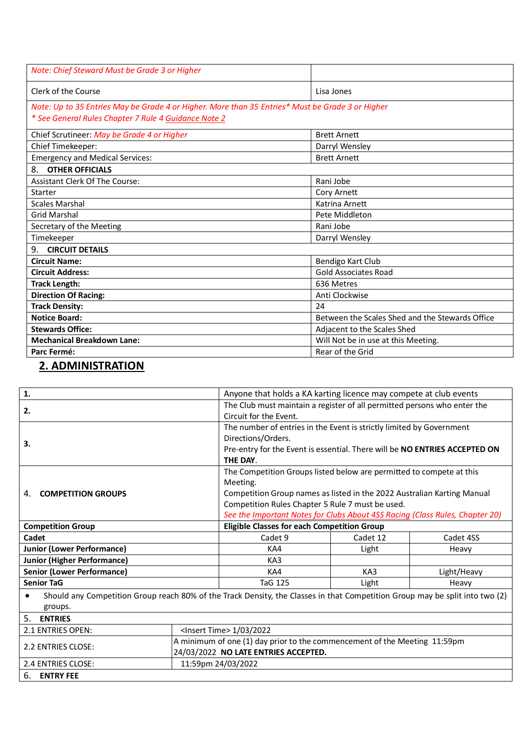| | |
|---|---|
| *Note: Chief Steward Must be Grade 3 or Higher* | |
| Clerk of the Course | Lisa Jones |
| *Note: Up to 35 Entries May be Grade 4 or Higher. More than 35 Entries* Must be Grade 3 or Higher* *\* See General Rules Chapter 7 Rule 4 Guidance Note 2* | |
| Chief Scrutineer: *May be Grade 4 or Higher* | Brett Arnett |
| Chief Timekeeper: | Darryl Wensley |
| Emergency and Medical Services: | Brett Arnett |
| 8. **OTHER OFFICIALS** | |
| Assistant Clerk Of The Course: | Rani Jobe |
| Starter | Cory Arnett |
| Scales Marshal | Katrina Arnett |
| Grid Marshal | Pete Middleton |
| Secretary of the Meeting | Rani Jobe |
| Timekeeper | Darryl Wensley |
| 9. **CIRCUIT DETAILS** | |
| **Circuit Name:** | Bendigo Kart Club |
| **Circuit Address:** | Gold Associates Road |
| **Track Length:** | 636 Metres |
| **Direction Of Racing:** | Anti Clockwise |
| **Track Density:** | 24 |
| **Notice Board:** | Between the Scales Shed and the Stewards Office |
| **Stewards Office:** | Adjacent to the Scales Shed |
| **Mechanical Breakdown Lane:** | Will Not be in use at this Meeting. |
| **Parc Fermé:** | Rear of the Grid |

## 2. ADMINISTRATION

| | | | |
|---|---|---|---|
| **1.** | Anyone that holds a KA karting licence may compete at club events | | |
| **2.** | The Club must maintain a register of all permitted persons who enter the Circuit for the Event. | | |
| **3.** | The number of entries in the Event is strictly limited by Government Directions/Orders. Pre-entry for the Event is essential. There will be **NO ENTRIES ACCEPTED ON THE DAY**. | | |
| 4. **COMPETITION GROUPS** | The Competition Groups listed below are permitted to compete at this Meeting. Competition Group names as listed in the 2022 Australian Karting Manual Competition Rules Chapter 5 Rule 7 must be used. *See the Important Notes for Clubs About 4SS Racing (Class Rules, Chapter 20)* | | |
| **Competition Group** | **Eligible Classes for each Competition Group** | | |
| **Cadet** | Cadet 9 | Cadet 12 | Cadet 4SS |
| **Junior (Lower Performance)** | KA4 | Light | Heavy |
| **Junior (Higher Performance)** | KA3 | | |
| **Senior (Lower Performance)** | KA4 | KA3 | Light/Heavy |
| **Senior TaG** | TaG 125 | Light | Heavy |

- Should any Competition Group reach 80% of the Track Density, the Classes in that Competition Group may be split into two (2) groups.

| | |
|---|---|
| 5. **ENTRIES** | |
| 2.1 ENTRIES OPEN: | <Insert Time> 1/03/2022 |
| 2.2 ENTRIES CLOSE: | A minimum of one (1) day prior to the commencement of the Meeting 11:59pm 24/03/2022 **NO LATE ENTRIES ACCEPTED.** |
| 2.4 ENTRIES CLOSE: | 11:59pm 24/03/2022 |
| 6. **ENTRY FEE** | |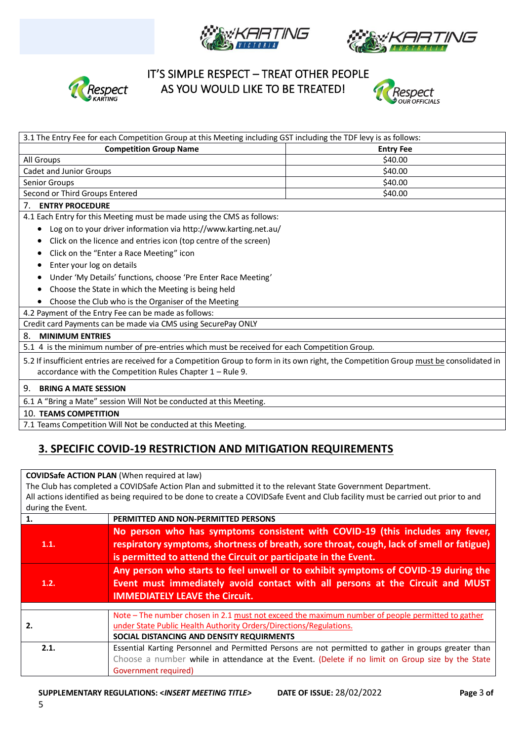IT'S SIMPLE RESPECT – TREAT OTHER PEOPLE AS YOU WOULD LIKE TO BE TREATED!

| 3.1 The Entry Fee for each Competition Group at this Meeting including GST including the TDF levy is as follows: | |
|---|---|
| **Competition Group Name** | **Entry Fee** |
| All Groups | $40.00 |
| Cadet and Junior Groups | $40.00 |
| Senior Groups | $40.00 |
| Second or Third Groups Entered | $40.00 |

**7. ENTRY PROCEDURE**

4.1 Each Entry for this Meeting must be made using the CMS as follows:

- Log on to your driver information via http://www.karting.net.au/
- Click on the licence and entries icon (top centre of the screen)
- Click on the "Enter a Race Meeting" icon
- Enter your log on details
- Under 'My Details' functions, choose 'Pre Enter Race Meeting'
- Choose the State in which the Meeting is being held
- Choose the Club who is the Organiser of the Meeting

4.2 Payment of the Entry Fee can be made as follows:

Credit card Payments can be made via CMS using SecurePay ONLY

**8. MINIMUM ENTRIES**

5.1 4 is the minimum number of pre-entries which must be received for each Competition Group.

5.2 If insufficient entries are received for a Competition Group to form in its own right, the Competition Group must be consolidated in accordance with the Competition Rules Chapter 1 – Rule 9.

**9. BRING A MATE SESSION**

6.1 A "Bring a Mate" session Will Not be conducted at this Meeting.

**10. TEAMS COMPETITION**

7.1 Teams Competition Will Not be conducted at this Meeting.

## 3. SPECIFIC COVID-19 RESTRICTION AND MITIGATION REQUIREMENTS

**COVIDSafe ACTION PLAN** (When required at law)
The Club has completed a COVIDSafe Action Plan and submitted it to the relevant State Government Department.
All actions identified as being required to be done to create a COVIDSafe Event and Club facility must be carried out prior to and during the Event.

| | |
|---|---|
| **1.** | **PERMITTED AND NON-PERMITTED PERSONS** |
| **1.1.** | **No person who has symptoms consistent with COVID-19 (this includes any fever, respiratory symptoms, shortness of breath, sore throat, cough, lack of smell or fatigue) is permitted to attend the Circuit or participate in the Event.** |
| **1.2.** | **Any person who starts to feel unwell or to exhibit symptoms of COVID-19 during the Event must immediately avoid contact with all persons at the Circuit and MUST IMMEDIATELY LEAVE the Circuit.** |
| | |
| **2.** | Note – The number chosen in 2.1 must not exceed the maximum number of people permitted to gather under State Public Health Authority Orders/Directions/Regulations. **SOCIAL DISTANCING AND DENSITY REQUIRMENTS** |
| **2.1.** | Essential Karting Personnel and Permitted Persons are not permitted to gather in groups greater than Choose a number while in attendance at the Event. (Delete if no limit on Group size by the State Government required) |

SUPPLEMENTARY REGULATIONS: *<INSERT MEETING TITLE>* DATE OF ISSUE: 28/02/2022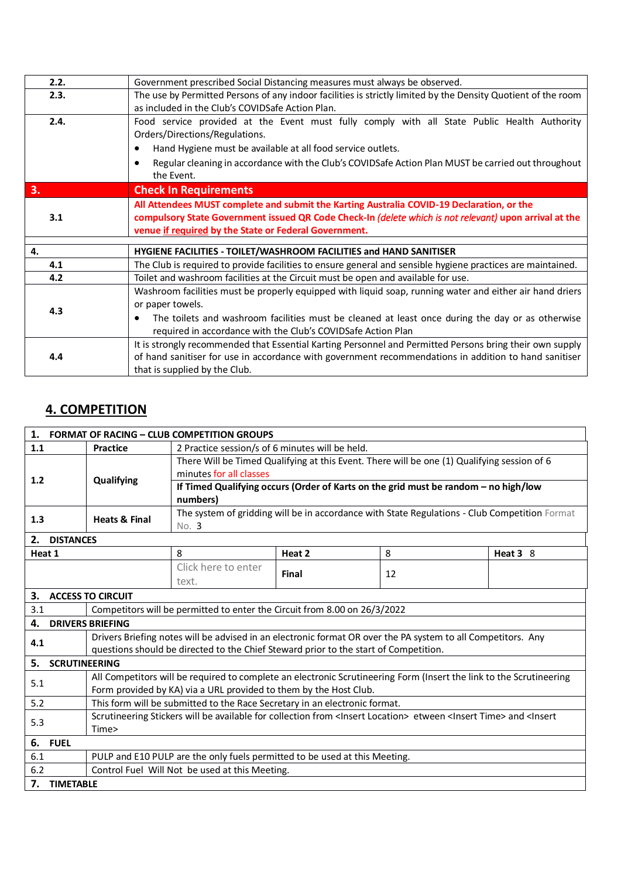| | |
|---|---|
| 2.2. | Government prescribed Social Distancing measures must always be observed. |
| 2.3. | The use by Permitted Persons of any indoor facilities is strictly limited by the Density Quotient of the room as included in the Club's COVIDSafe Action Plan. |
| 2.4. | Food service provided at the Event must fully comply with all State Public Health Authority Orders/Directions/Regulations.<br>• Hand Hygiene must be available at all food service outlets.<br>• Regular cleaning in accordance with the Club's COVIDSafe Action Plan MUST be carried out throughout the Event. |
| **3.** | **Check In Requirements** |
| **3.1** | **All Attendees MUST complete and submit the Karting Australia COVID-19 Declaration, or the compulsory State Government issued QR Code Check-In *(delete which is not relevant)* upon arrival at the venue if required by the State or Federal Government.** |
| | |
| **4.** | **HYGIENE FACILITIES - TOILET/WASHROOM FACILITIES and HAND SANITISER** |
| **4.1** | The Club is required to provide facilities to ensure general and sensible hygiene practices are maintained. |
| **4.2** | Toilet and washroom facilities at the Circuit must be open and available for use. |
| **4.3** | Washroom facilities must be properly equipped with liquid soap, running water and either air hand driers or paper towels.<br>• The toilets and washroom facilities must be cleaned at least once during the day or as otherwise required in accordance with the Club's COVIDSafe Action Plan |
| **4.4** | It is strongly recommended that Essential Karting Personnel and Permitted Persons bring their own supply of hand sanitiser for use in accordance with government recommendations in addition to hand sanitiser that is supplied by the Club. |

## 4. COMPETITION

| | | | | | |
|---|---|---|---|---|---|
| **1. FORMAT OF RACING – CLUB COMPETITION GROUPS** | | | | | |
| **1.1** | **Practice** | 2 Practice session/s of 6 minutes will be held. | | | |
| **1.2** | **Qualifying** | There Will be Timed Qualifying at this Event. There will be one (1) Qualifying session of 6 minutes for all classes | | | |
| | | **If Timed Qualifying occurs (Order of Karts on the grid must be random – no high/low numbers)** | | | |
| **1.3** | **Heats & Final** | The system of gridding will be in accordance with State Regulations - Club Competition Format No. 3 | | | |
| **2. DISTANCES** | | | | | |
| **Heat 1** | | 8 | **Heat 2** | 8 | **Heat 3** 8 |
| | | Click here to enter text. | **Final** | 12 | |
| **3. ACCESS TO CIRCUIT** | | | | | |
| 3.1 | Competitors will be permitted to enter the Circuit from 8.00 on 26/3/2022 | | | | |
| **4. DRIVERS BRIEFING** | | | | | |
| **4.1** | Drivers Briefing notes will be advised in an electronic format OR over the PA system to all Competitors. Any questions should be directed to the Chief Steward prior to the start of Competition. | | | | |
| **5. SCRUTINEERING** | | | | | |
| 5.1 | All Competitors will be required to complete an electronic Scrutineering Form (Insert the link to the Scrutineering Form provided by KA) via a URL provided to them by the Host Club. | | | | |
| 5.2 | This form will be submitted to the Race Secretary in an electronic format. | | | | |
| 5.3 | Scrutineering Stickers will be available for collection from <Insert Location> etween <Insert Time> and <Insert Time> | | | | |
| **6. FUEL** | | | | | |
| 6.1 | PULP and E10 PULP are the only fuels permitted to be used at this Meeting. | | | | |
| 6.2 | Control Fuel Will Not be used at this Meeting. | | | | |
| **7. TIMETABLE** | | | | | |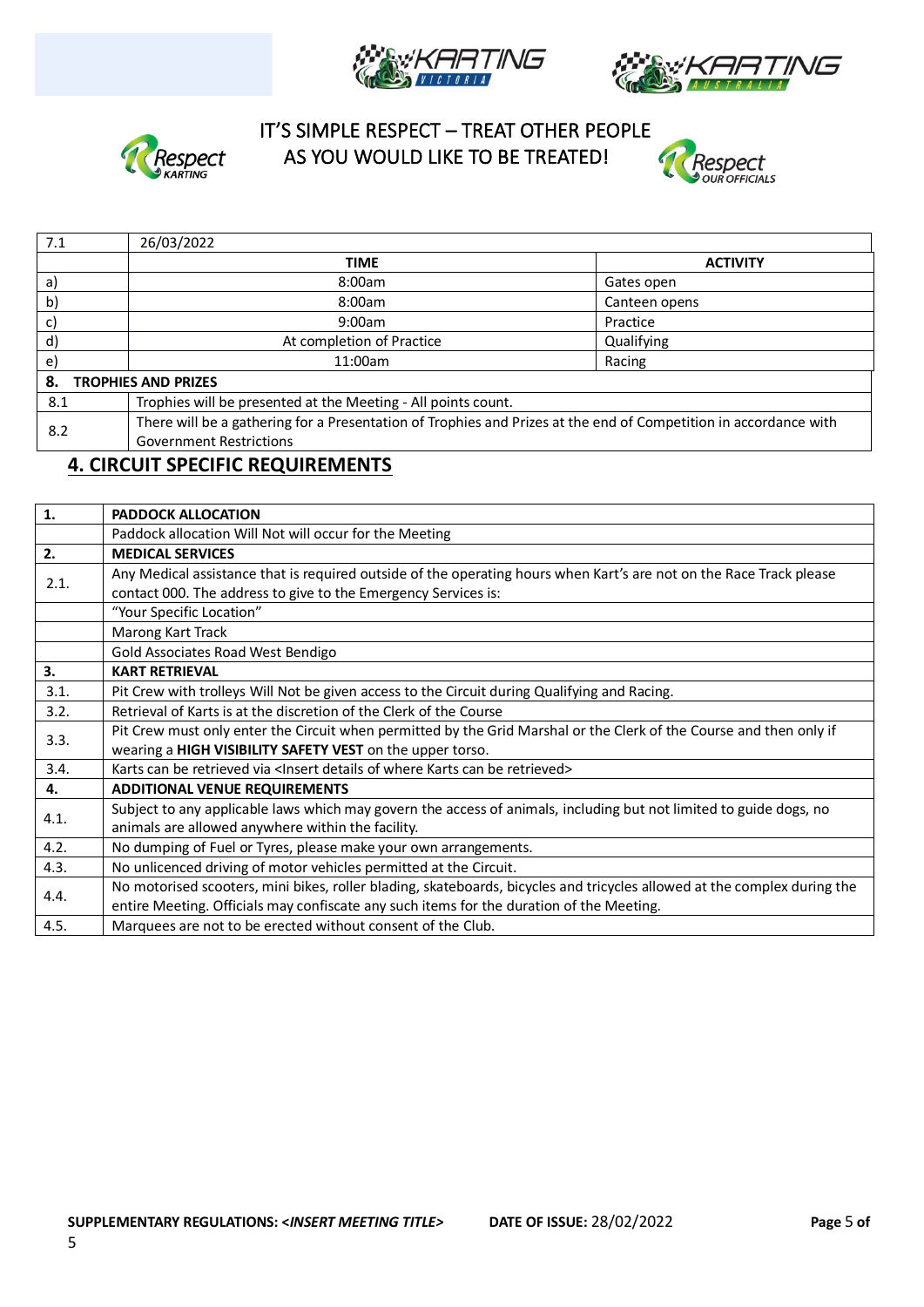IT'S SIMPLE RESPECT – TREAT OTHER PEOPLE AS YOU WOULD LIKE TO BE TREATED!

| | | |
|---|---|---|
| 7.1 | 26/03/2022 | |
| | **TIME** | **ACTIVITY** |
| a) | 8:00am | Gates open |
| b) | 8:00am | Canteen opens |
| c) | 9:00am | Practice |
| d) | At completion of Practice | Qualifying |
| e) | 11:00am | Racing |
| **8.** | **TROPHIES AND PRIZES** | |
| 8.1 | Trophies will be presented at the Meeting - All points count. | |
| 8.2 | There will be a gathering for a Presentation of Trophies and Prizes at the end of Competition in accordance with Government Restrictions | |

## 4. CIRCUIT SPECIFIC REQUIREMENTS

| | |
|---|---|
| **1.** | **PADDOCK ALLOCATION** |
| | Paddock allocation Will Not will occur for the Meeting |
| **2.** | **MEDICAL SERVICES** |
| 2.1. | Any Medical assistance that is required outside of the operating hours when Kart's are not on the Race Track please contact 000. The address to give to the Emergency Services is: |
| | "Your Specific Location" |
| | Marong Kart Track |
| | Gold Associates Road West Bendigo |
| **3.** | **KART RETRIEVAL** |
| 3.1. | Pit Crew with trolleys Will Not be given access to the Circuit during Qualifying and Racing. |
| 3.2. | Retrieval of Karts is at the discretion of the Clerk of the Course |
| 3.3. | Pit Crew must only enter the Circuit when permitted by the Grid Marshal or the Clerk of the Course and then only if wearing a **HIGH VISIBILITY SAFETY VEST** on the upper torso. |
| 3.4. | Karts can be retrieved via <Insert details of where Karts can be retrieved> |
| **4.** | **ADDITIONAL VENUE REQUIREMENTS** |
| 4.1. | Subject to any applicable laws which may govern the access of animals, including but not limited to guide dogs, no animals are allowed anywhere within the facility. |
| 4.2. | No dumping of Fuel or Tyres, please make your own arrangements. |
| 4.3. | No unlicenced driving of motor vehicles permitted at the Circuit. |
| 4.4. | No motorised scooters, mini bikes, roller blading, skateboards, bicycles and tricycles allowed at the complex during the entire Meeting. Officials may confiscate any such items for the duration of the Meeting. |
| 4.5. | Marquees are not to be erected without consent of the Club. |